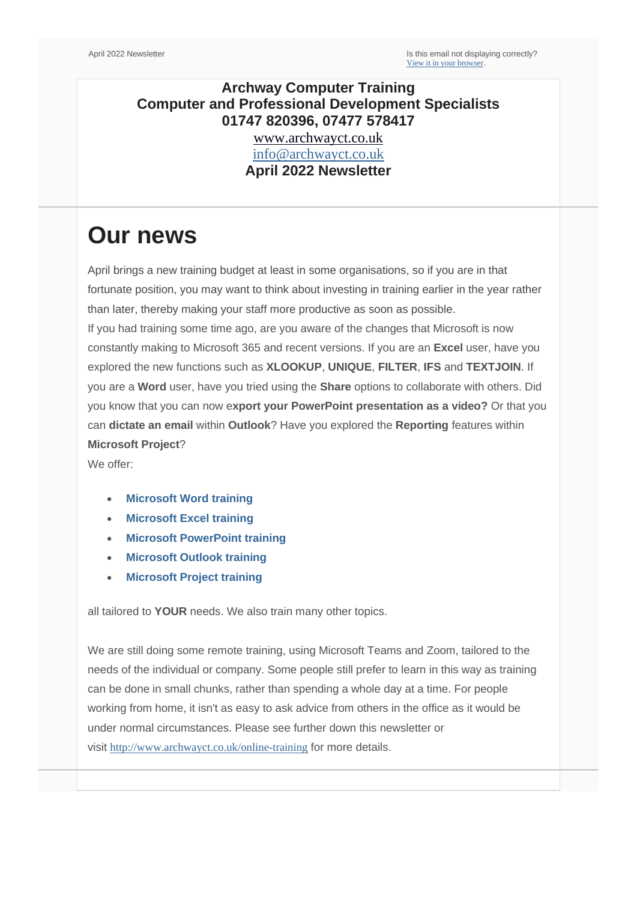April 2022 Newsletter

Is this email not displaying correctly?
[View it in your browser](#).

**Archway Computer Training**
**Computer and Professional Development Specialists**
**01747 820396, 07477 578417**
www.archwayct.co.uk
info@archwayct.co.uk
**April 2022 Newsletter**

# Our news

April brings a new training budget at least in some organisations, so if you are in that fortunate position, you may want to think about investing in training earlier in the year rather than later, thereby making your staff more productive as soon as possible.
If you had training some time ago, are you aware of the changes that Microsoft is now constantly making to Microsoft 365 and recent versions. If you are an **Excel** user, have you explored the new functions such as **XLOOKUP**, **UNIQUE**, **FILTER**, **IFS** and **TEXTJOIN**. If you are a **Word** user, have you tried using the **Share** options to collaborate with others. Did you know that you can now e**xport your PowerPoint presentation as a video?** Or that you can **dictate an email** within **Outlook**? Have you explored the **Reporting** features within **Microsoft Project**?
We offer:

- **Microsoft Word training**
- **Microsoft Excel training**
- **Microsoft PowerPoint training**
- **Microsoft Outlook training**
- **Microsoft Project training**

all tailored to **YOUR** needs. We also train many other topics.

We are still doing some remote training, using Microsoft Teams and Zoom, tailored to the needs of the individual or company. Some people still prefer to learn in this way as training can be done in small chunks, rather than spending a whole day at a time. For people working from home, it isn't as easy to ask advice from others in the office as it would be under normal circumstances. Please see further down this newsletter or visit http://www.archwayct.co.uk/online-training for more details.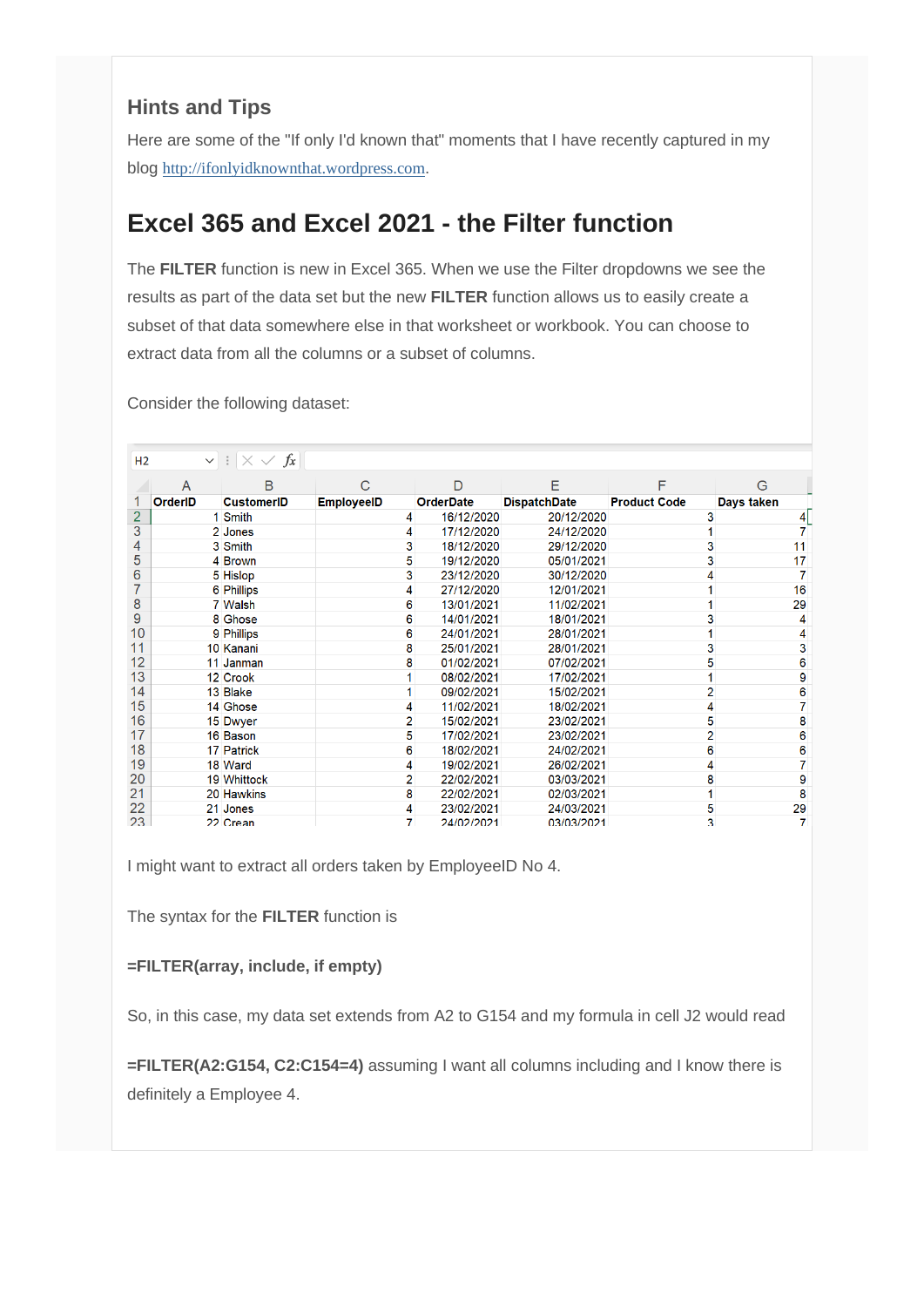## Hints and Tips

Here are some of the "If only I'd known that" moments that I have recently captured in my blog http://ifonlyidknownthat.wordpress.com.

# Excel 365 and Excel 2021 - the Filter function

The **FILTER** function is new in Excel 365. When we use the Filter dropdowns we see the results as part of the data set but the new **FILTER** function allows us to easily create a subset of that data somewhere else in that worksheet or workbook. You can choose to extract data from all the columns or a subset of columns.

Consider the following dataset:

| | A | B | C | D | E | F | G |
|---|---|---|---|---|---|---|---|
| 1 | OrderID | CustomerID | EmployeeID | OrderDate | DispatchDate | Product Code | Days taken |
| 2 | 1 | Smith | 4 | 16/12/2020 | 20/12/2020 | 3 | 4 |
| 3 | 2 | Jones | 4 | 17/12/2020 | 24/12/2020 | 1 | 7 |
| 4 | 3 | Smith | 3 | 18/12/2020 | 29/12/2020 | 3 | 11 |
| 5 | 4 | Brown | 5 | 19/12/2020 | 05/01/2021 | 3 | 17 |
| 6 | 5 | Hislop | 3 | 23/12/2020 | 30/12/2020 | 4 | 7 |
| 7 | 6 | Phillips | 4 | 27/12/2020 | 12/01/2021 | 1 | 16 |
| 8 | 7 | Walsh | 6 | 13/01/2021 | 11/02/2021 | 1 | 29 |
| 9 | 8 | Ghose | 6 | 14/01/2021 | 18/01/2021 | 3 | 4 |
| 10 | 9 | Phillips | 6 | 24/01/2021 | 28/01/2021 | 1 | 4 |
| 11 | 10 | Kanani | 8 | 25/01/2021 | 28/01/2021 | 3 | 3 |
| 12 | 11 | Janman | 8 | 01/02/2021 | 07/02/2021 | 5 | 6 |
| 13 | 12 | Crook | 1 | 08/02/2021 | 17/02/2021 | 1 | 9 |
| 14 | 13 | Blake | 1 | 09/02/2021 | 15/02/2021 | 2 | 6 |
| 15 | 14 | Ghose | 4 | 11/02/2021 | 18/02/2021 | 4 | 7 |
| 16 | 15 | Dwyer | 2 | 15/02/2021 | 23/02/2021 | 5 | 8 |
| 17 | 16 | Bason | 5 | 17/02/2021 | 23/02/2021 | 2 | 6 |
| 18 | 17 | Patrick | 6 | 18/02/2021 | 24/02/2021 | 6 | 6 |
| 19 | 18 | Ward | 4 | 19/02/2021 | 26/02/2021 | 4 | 7 |
| 20 | 19 | Whittock | 2 | 22/02/2021 | 03/03/2021 | 8 | 9 |
| 21 | 20 | Hawkins | 8 | 22/02/2021 | 02/03/2021 | 1 | 8 |
| 22 | 21 | Jones | 4 | 23/02/2021 | 24/03/2021 | 5 | 29 |
| 23 | 22 | Crean | 7 | 24/02/2021 | 03/03/2021 | 3 | 7 |

I might want to extract all orders taken by EmployeeID No 4.

The syntax for the **FILTER** function is

**=FILTER(array, include, if empty)**

So, in this case, my data set extends from A2 to G154 and my formula in cell J2 would read

**=FILTER(A2:G154, C2:C154=4)** assuming I want all columns including and I know there is definitely a Employee 4.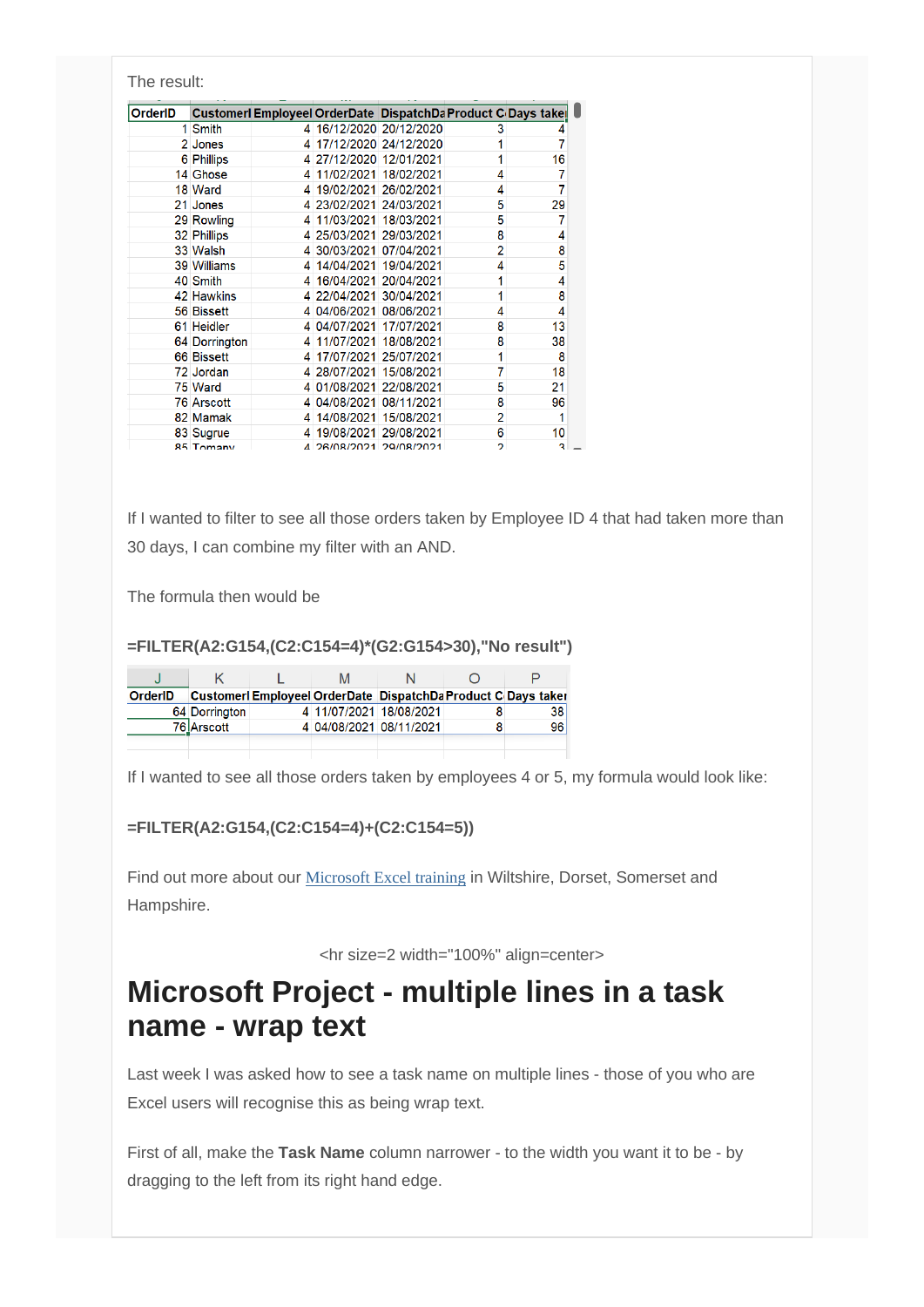The result:

| OrderID | CustomerI | EmployeeI | OrderDate | DispatchDa | Product C | Days take |
|---|---|---|---|---|---|---|
| 1 | Smith | 4 | 16/12/2020 | 20/12/2020 | 3 | 4 |
| 2 | Jones | 4 | 17/12/2020 | 24/12/2020 | 1 | 7 |
| 6 | Phillips | 4 | 27/12/2020 | 12/01/2021 | 1 | 16 |
| 14 | Ghose | 4 | 11/02/2021 | 18/02/2021 | 4 | 7 |
| 18 | Ward | 4 | 19/02/2021 | 26/02/2021 | 4 | 7 |
| 21 | Jones | 4 | 23/02/2021 | 24/03/2021 | 5 | 29 |
| 29 | Rowling | 4 | 11/03/2021 | 18/03/2021 | 5 | 7 |
| 32 | Phillips | 4 | 25/03/2021 | 29/03/2021 | 8 | 4 |
| 33 | Walsh | 4 | 30/03/2021 | 07/04/2021 | 2 | 8 |
| 39 | Williams | 4 | 14/04/2021 | 19/04/2021 | 4 | 5 |
| 40 | Smith | 4 | 16/04/2021 | 20/04/2021 | 1 | 4 |
| 42 | Hawkins | 4 | 22/04/2021 | 30/04/2021 | 1 | 8 |
| 56 | Bissett | 4 | 04/06/2021 | 08/06/2021 | 4 | 4 |
| 61 | Heidler | 4 | 04/07/2021 | 17/07/2021 | 8 | 13 |
| 64 | Dorrington | 4 | 11/07/2021 | 18/08/2021 | 8 | 38 |
| 66 | Bissett | 4 | 17/07/2021 | 25/07/2021 | 1 | 8 |
| 72 | Jordan | 4 | 28/07/2021 | 15/08/2021 | 7 | 18 |
| 75 | Ward | 4 | 01/08/2021 | 22/08/2021 | 5 | 21 |
| 76 | Arscott | 4 | 04/08/2021 | 08/11/2021 | 8 | 96 |
| 82 | Mamak | 4 | 14/08/2021 | 15/08/2021 | 2 | 1 |
| 83 | Sugrue | 4 | 19/08/2021 | 29/08/2021 | 6 | 10 |
| 85 | Tomany | 4 | 26/08/2021 | 29/08/2021 | 2 | 3 |

If I wanted to filter to see all those orders taken by Employee ID 4 that had taken more than 30 days, I can combine my filter with an AND.

The formula then would be

**=FILTER(A2:G154,(C2:C154=4)*(G2:G154>30),"No result")**

| J | K | L | M | N | O | P |
|---|---|---|---|---|---|---|
| OrderID | CustomerI | EmployeeI | OrderDate | DispatchDa | Product C | Days taker |
| 64 | Dorrington | 4 | 11/07/2021 | 18/08/2021 | 8 | 38 |
| 76 | Arscott | 4 | 04/08/2021 | 08/11/2021 | 8 | 96 |

If I wanted to see all those orders taken by employees 4 or 5, my formula would look like:

**=FILTER(A2:G154,(C2:C154=4)+(C2:C154=5))**

Find out more about our [Microsoft Excel training](#) in Wiltshire, Dorset, Somerset and Hampshire.

<hr size=2 width="100%" align=center>

# Microsoft Project - multiple lines in a task name - wrap text

Last week I was asked how to see a task name on multiple lines - those of you who are Excel users will recognise this as being wrap text.

First of all, make the **Task Name** column narrower - to the width you want it to be - by dragging to the left from its right hand edge.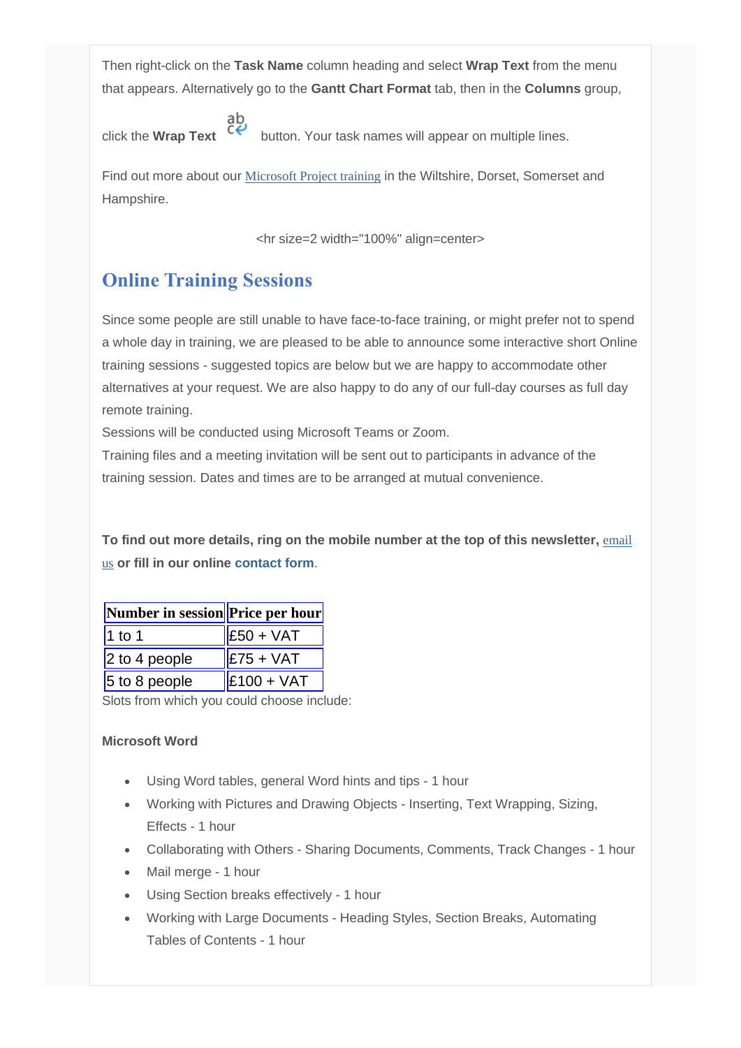Then right-click on the **Task Name** column heading and select **Wrap Text** from the menu that appears. Alternatively go to the **Gantt Chart Format** tab, then in the **Columns** group, click the **Wrap Text** button. Your task names will appear on multiple lines.

Find out more about our Microsoft Project training in the Wiltshire, Dorset, Somerset and Hampshire.

<hr size=2 width="100%" align=center>

## Online Training Sessions

Since some people are still unable to have face-to-face training, or might prefer not to spend a whole day in training, we are pleased to be able to announce some interactive short Online training sessions - suggested topics are below but we are happy to accommodate other alternatives at your request. We are also happy to do any of our full-day courses as full day remote training.
Sessions will be conducted using Microsoft Teams or Zoom.
Training files and a meeting invitation will be sent out to participants in advance of the training session. Dates and times are to be arranged at mutual convenience.

**To find out more details, ring on the mobile number at the top of this newsletter, email us or fill in our online contact form**.

| Number in session | Price per hour |
|---|---|
| 1 to 1 | £50 + VAT |
| 2 to 4 people | £75 + VAT |
| 5 to 8 people | £100 + VAT |

Slots from which you could choose include:

**Microsoft Word**

- Using Word tables, general Word hints and tips - 1 hour
- Working with Pictures and Drawing Objects - Inserting, Text Wrapping, Sizing, Effects - 1 hour
- Collaborating with Others - Sharing Documents, Comments, Track Changes - 1 hour
- Mail merge - 1 hour
- Using Section breaks effectively - 1 hour
- Working with Large Documents - Heading Styles, Section Breaks, Automating Tables of Contents - 1 hour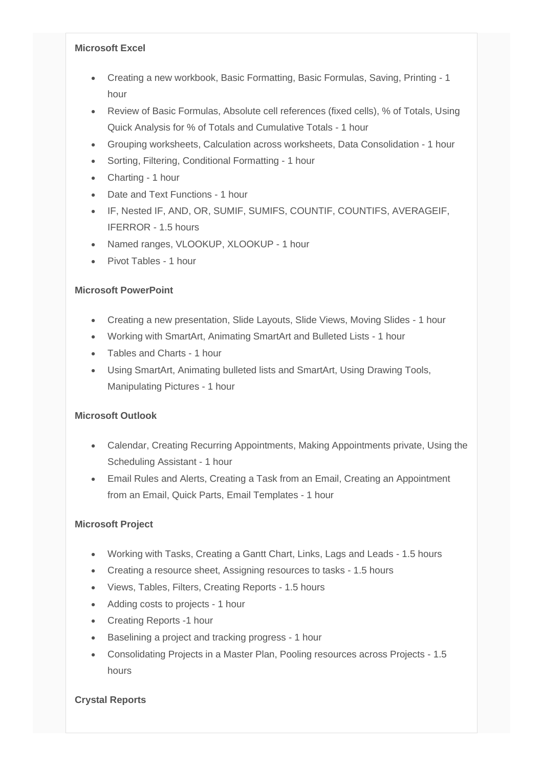**Microsoft Excel**

- Creating a new workbook, Basic Formatting, Basic Formulas, Saving, Printing - 1 hour
- Review of Basic Formulas, Absolute cell references (fixed cells), % of Totals, Using Quick Analysis for % of Totals and Cumulative Totals - 1 hour
- Grouping worksheets, Calculation across worksheets, Data Consolidation - 1 hour
- Sorting, Filtering, Conditional Formatting - 1 hour
- Charting - 1 hour
- Date and Text Functions - 1 hour
- IF, Nested IF, AND, OR, SUMIF, SUMIFS, COUNTIF, COUNTIFS, AVERAGEIF, IFERROR - 1.5 hours
- Named ranges, VLOOKUP, XLOOKUP - 1 hour
- Pivot Tables - 1 hour

**Microsoft PowerPoint**

- Creating a new presentation, Slide Layouts, Slide Views, Moving Slides - 1 hour
- Working with SmartArt, Animating SmartArt and Bulleted Lists - 1 hour
- Tables and Charts - 1 hour
- Using SmartArt, Animating bulleted lists and SmartArt, Using Drawing Tools, Manipulating Pictures - 1 hour

**Microsoft Outlook**

- Calendar, Creating Recurring Appointments, Making Appointments private, Using the Scheduling Assistant - 1 hour
- Email Rules and Alerts, Creating a Task from an Email, Creating an Appointment from an Email, Quick Parts, Email Templates - 1 hour

**Microsoft Project**

- Working with Tasks, Creating a Gantt Chart, Links, Lags and Leads - 1.5 hours
- Creating a resource sheet, Assigning resources to tasks - 1.5 hours
- Views, Tables, Filters, Creating Reports - 1.5 hours
- Adding costs to projects - 1 hour
- Creating Reports -1 hour
- Baselining a project and tracking progress - 1 hour
- Consolidating Projects in a Master Plan, Pooling resources across Projects - 1.5 hours

**Crystal Reports**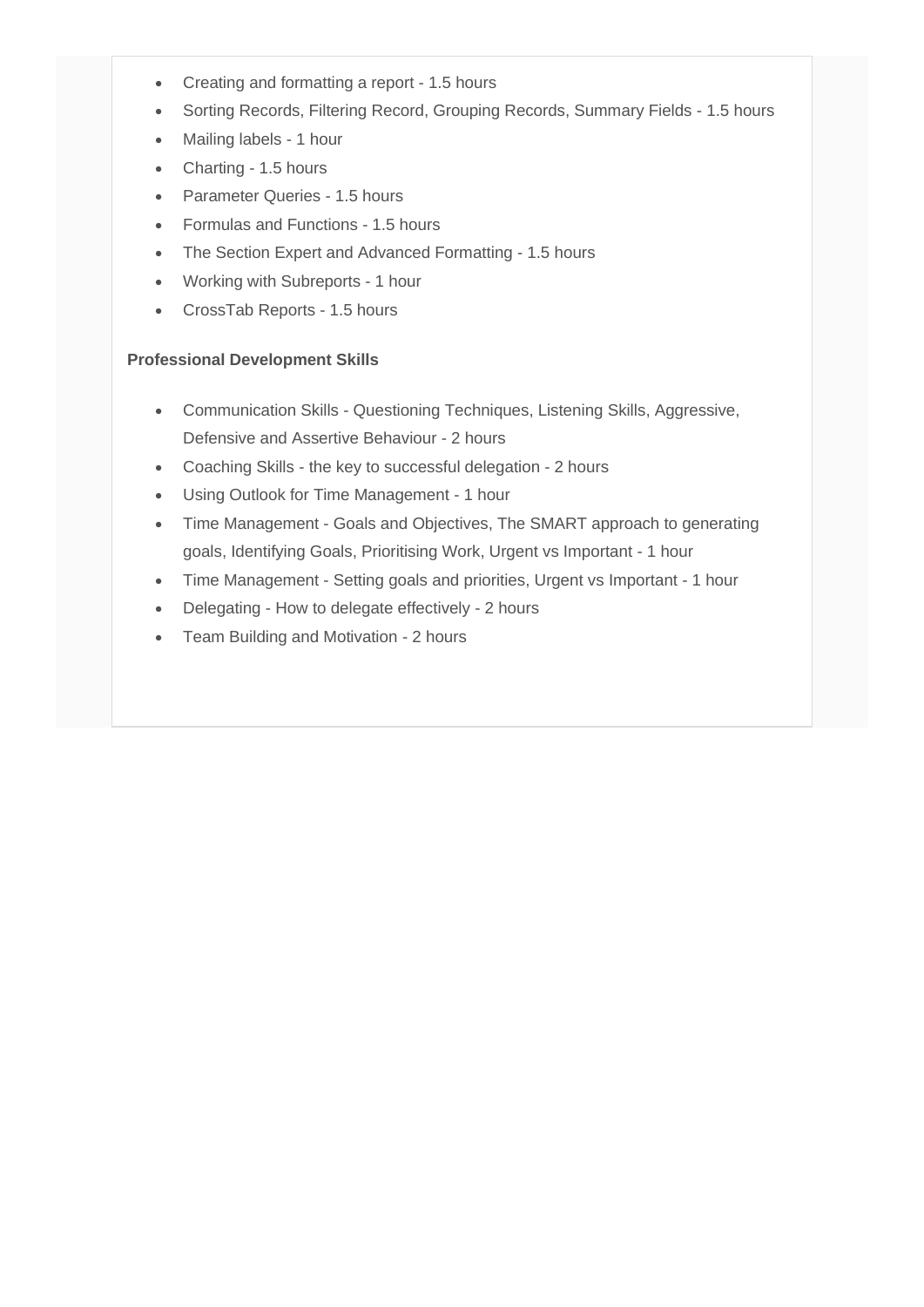- Creating and formatting a report - 1.5 hours
- Sorting Records, Filtering Record, Grouping Records, Summary Fields - 1.5 hours
- Mailing labels - 1 hour
- Charting - 1.5 hours
- Parameter Queries - 1.5 hours
- Formulas and Functions - 1.5 hours
- The Section Expert and Advanced Formatting - 1.5 hours
- Working with Subreports - 1 hour
- CrossTab Reports - 1.5 hours

**Professional Development Skills**

- Communication Skills - Questioning Techniques, Listening Skills, Aggressive, Defensive and Assertive Behaviour - 2 hours
- Coaching Skills - the key to successful delegation - 2 hours
- Using Outlook for Time Management - 1 hour
- Time Management - Goals and Objectives, The SMART approach to generating goals, Identifying Goals, Prioritising Work, Urgent vs Important - 1 hour
- Time Management - Setting goals and priorities, Urgent vs Important - 1 hour
- Delegating - How to delegate effectively - 2 hours
- Team Building and Motivation - 2 hours